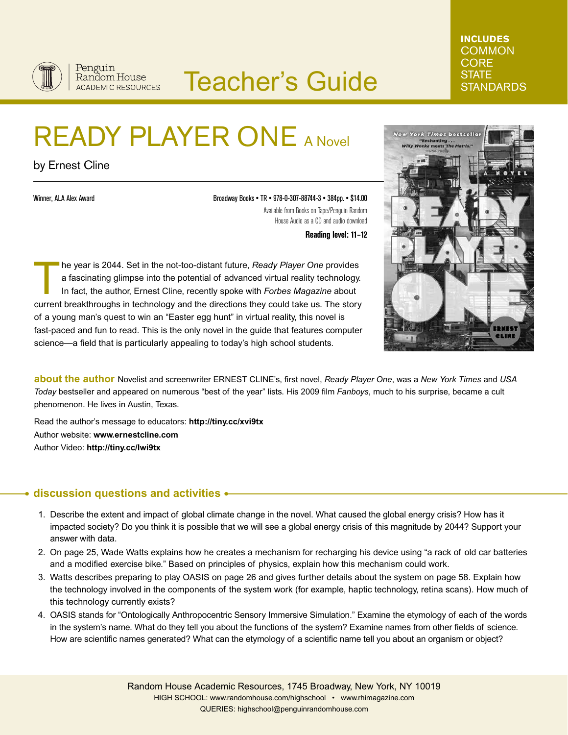Penguin Random House ACADEMIC RESOURCES

# Teacher's Guide

**INCLUDES** COMMON CORE STATE STANDARDS

# READY PLAYER ONE A Novel

by Ernest Cline

Winner, ALA Alex Award

Broadway Books • TR • 978-0-307-88744-3 • 384pp. • $14.00

Available from Books on Tape/Penguin Random House Audio as a CD and audio download

**Reading level: 11–12**

The year is 2044. Set in the not-too-distant future, *Ready Player One* provides a fascinating glimpse into the potential of advanced virtual reality technology. In fact, the author, Ernest Cline, recently spoke with *Forbes Magazine* about current breakthroughs in technology and the directions they could take us. The story of a young man's quest to win an "Easter egg hunt" in virtual reality, this novel is fast-paced and fun to read. This is the only novel in the guide that features computer science—a field that is particularly appealing to today's high school students.

**about the author** Novelist and screenwriter ERNEST CLINE's, first novel, *Ready Player One*, was a *New York Times* and *USA Today* bestseller and appeared on numerous "best of the year" lists. His 2009 film *Fanboys*, much to his surprise, became a cult phenomenon. He lives in Austin, Texas.

Read the author's message to educators: **http://tiny.cc/xvi9tx**
Author website: **www.ernestcline.com**
Author Video: **http://tiny.cc/lwi9tx**

## discussion questions and activities

1. Describe the extent and impact of global climate change in the novel. What caused the global energy crisis? How has it impacted society? Do you think it is possible that we will see a global energy crisis of this magnitude by 2044? Support your answer with data.
2. On page 25, Wade Watts explains how he creates a mechanism for recharging his device using "a rack of old car batteries and a modified exercise bike." Based on principles of physics, explain how this mechanism could work.
3. Watts describes preparing to play OASIS on page 26 and gives further details about the system on page 58. Explain how the technology involved in the components of the system work (for example, haptic technology, retina scans). How much of this technology currently exists?
4. OASIS stands for "Ontologically Anthropocentric Sensory Immersive Simulation." Examine the etymology of each of the words in the system's name. What do they tell you about the functions of the system? Examine names from other fields of science. How are scientific names generated? What can the etymology of a scientific name tell you about an organism or object?

Random House Academic Resources, 1745 Broadway, New York, NY 10019
HIGH SCHOOL: www.randomhouse.com/highschool • www.rhimagazine.com
QUERIES: highschool@penguinrandomhouse.com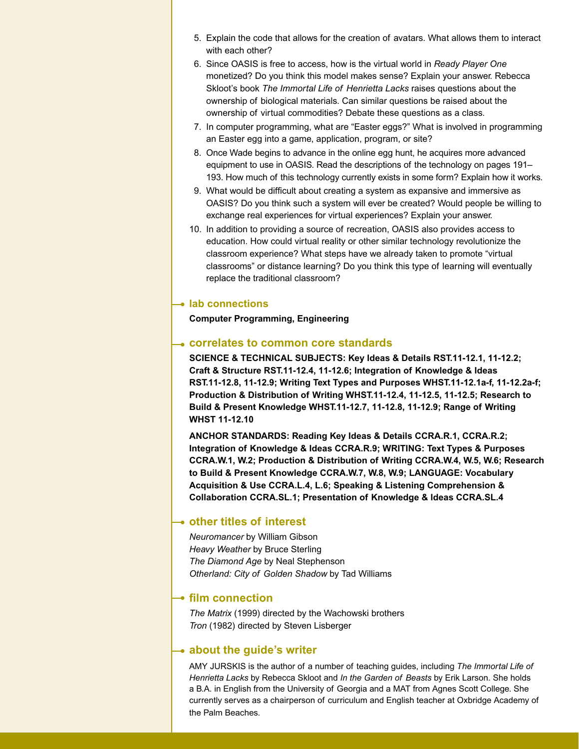5. Explain the code that allows for the creation of avatars. What allows them to interact with each other?
6. Since OASIS is free to access, how is the virtual world in *Ready Player One* monetized? Do you think this model makes sense? Explain your answer. Rebecca Skloot's book *The Immortal Life of Henrietta Lacks* raises questions about the ownership of biological materials. Can similar questions be raised about the ownership of virtual commodities? Debate these questions as a class.
7. In computer programming, what are "Easter eggs?" What is involved in programming an Easter egg into a game, application, program, or site?
8. Once Wade begins to advance in the online egg hunt, he acquires more advanced equipment to use in OASIS. Read the descriptions of the technology on pages 191–193. How much of this technology currently exists in some form? Explain how it works.
9. What would be difficult about creating a system as expansive and immersive as OASIS? Do you think such a system will ever be created? Would people be willing to exchange real experiences for virtual experiences? Explain your answer.
10. In addition to providing a source of recreation, OASIS also provides access to education. How could virtual reality or other similar technology revolutionize the classroom experience? What steps have we already taken to promote "virtual classrooms" or distance learning? Do you think this type of learning will eventually replace the traditional classroom?

## lab connections

**Computer Programming, Engineering**

## correlates to common core standards

**SCIENCE & TECHNICAL SUBJECTS: Key Ideas & Details RST.11-12.1, 11-12.2; Craft & Structure RST.11-12.4, 11-12.6; Integration of Knowledge & Ideas RST.11-12.8, 11-12.9; Writing Text Types and Purposes WHST.11-12.1a-f, 11-12.2a-f; Production & Distribution of Writing WHST.11-12.4, 11-12.5, 11-12.5; Research to Build & Present Knowledge WHST.11-12.7, 11-12.8, 11-12.9; Range of Writing WHST 11-12.10**

**ANCHOR STANDARDS: Reading Key Ideas & Details CCRA.R.1, CCRA.R.2; Integration of Knowledge & Ideas CCRA.R.9; WRITING: Text Types & Purposes CCRA.W.1, W.2; Production & Distribution of Writing CCRA.W.4, W.5, W.6; Research to Build & Present Knowledge CCRA.W.7, W.8, W.9; LANGUAGE: Vocabulary Acquisition & Use CCRA.L.4, L.6; Speaking & Listening Comprehension & Collaboration CCRA.SL.1; Presentation of Knowledge & Ideas CCRA.SL.4**

## other titles of interest

*Neuromancer* by William Gibson
*Heavy Weather* by Bruce Sterling
*The Diamond Age* by Neal Stephenson
*Otherland: City of Golden Shadow* by Tad Williams

## film connection

*The Matrix* (1999) directed by the Wachowski brothers
*Tron* (1982) directed by Steven Lisberger

## about the guide's writer

AMY JURSKIS is the author of a number of teaching guides, including *The Immortal Life of Henrietta Lacks* by Rebecca Skloot and *In the Garden of Beasts* by Erik Larson. She holds a B.A. in English from the University of Georgia and a MAT from Agnes Scott College. She currently serves as a chairperson of curriculum and English teacher at Oxbridge Academy of the Palm Beaches.